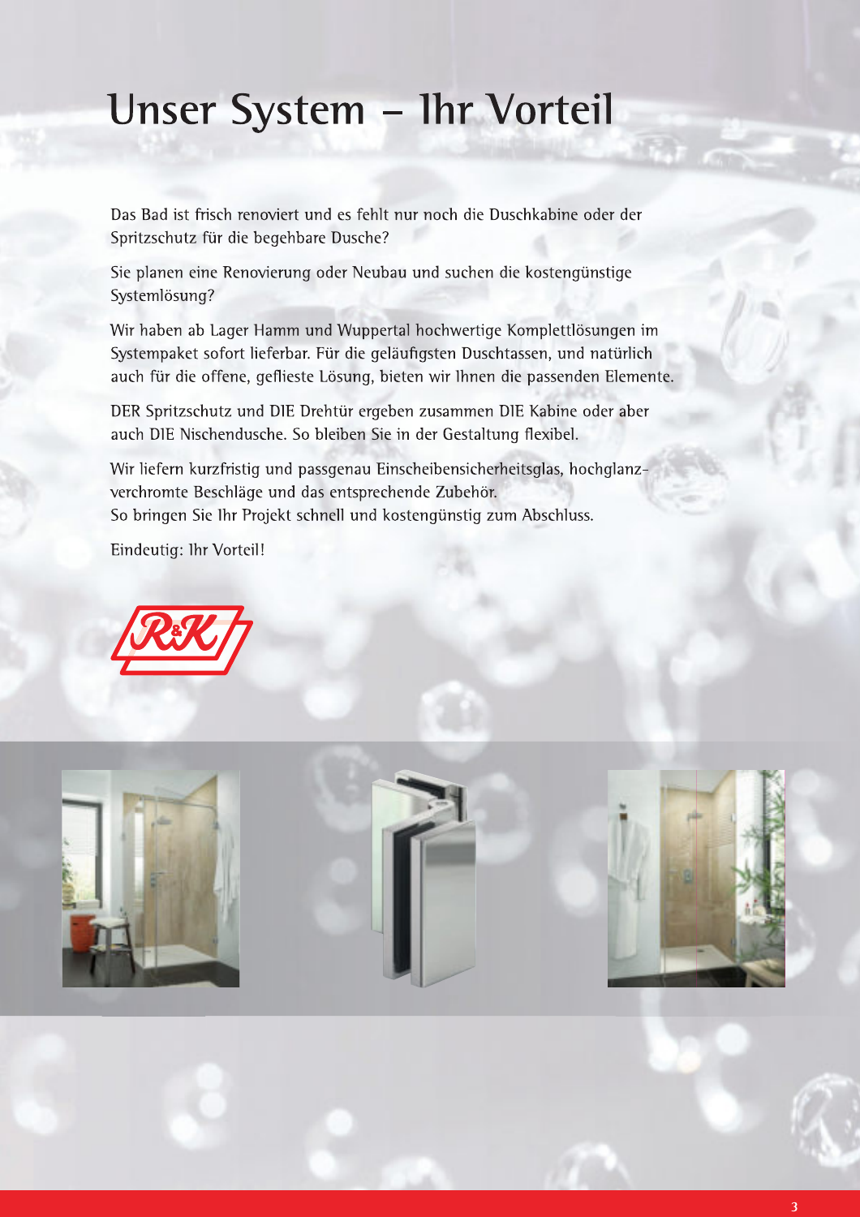# Unser System – Ihr Vorteil

Das Bad ist frisch renoviert und es fehlt nur noch die Duschkabine oder der Spritzschutz für die begehbare Dusche?

Sie planen eine Renovierung oder Neubau und suchen die kostengünstige Systemlösung?

Wir haben ab Lager Hamm und Wuppertal hochwertige Komplettlösungen im Systempaket sofort lieferbar. Für die geläufigsten Duschtassen, und natürlich auch für die offene, geflieste Lösung, bieten wir Ihnen die passenden Elemente.

DER Spritzschutz und DIE Drehtür ergeben zusammen DIE Kabine oder aber auch DIE Nischendusche. So bleiben Sie in der Gestaltung flexibel.

Wir liefern kurzfristig und passgenau Einscheibensicherheitsglas, hochglanzverchromte Beschläge und das entsprechende Zubehör.
So bringen Sie Ihr Projekt schnell und kostengünstig zum Abschluss.

Eindeutig: Ihr Vorteil!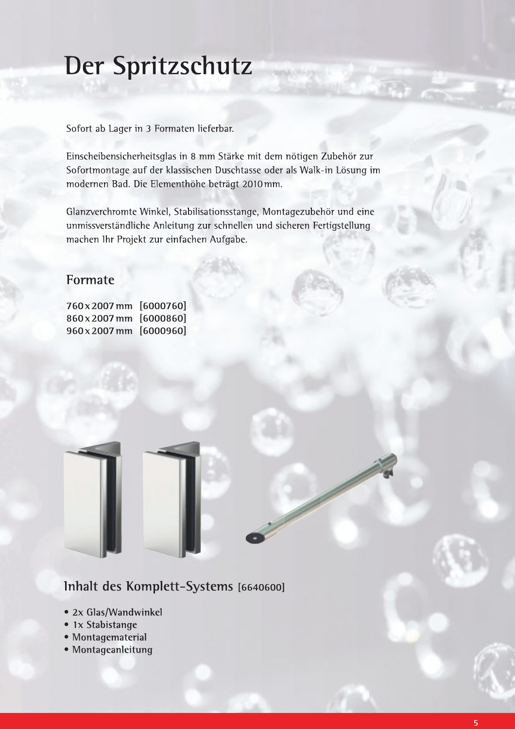# Der Spritzschutz

Sofort ab Lager in 3 Formaten lieferbar.

Einscheibensicherheitsglas in 8 mm Stärke mit dem nötigen Zubehör zur Sofortmontage auf der klassischen Duschtasse oder als Walk-in Lösung im modernen Bad. Die Elementhöhe beträgt 2010 mm.

Glanzverchromte Winkel, Stabilisationsstange, Montagezubehör und eine unmissverständliche Anleitung zur schnellen und sicheren Fertigstellung machen Ihr Projekt zur einfachen Aufgabe.

## Formate

**760 x 2007 mm [6000760]**
**860 x 2007 mm [6000860]**
**960 x 2007 mm [6000960]**

## Inhalt des Komplett-Systems [6640600]

- **2x Glas/Wandwinkel**
- **1x Stabistange**
- **Montagematerial**
- **Montageanleitung**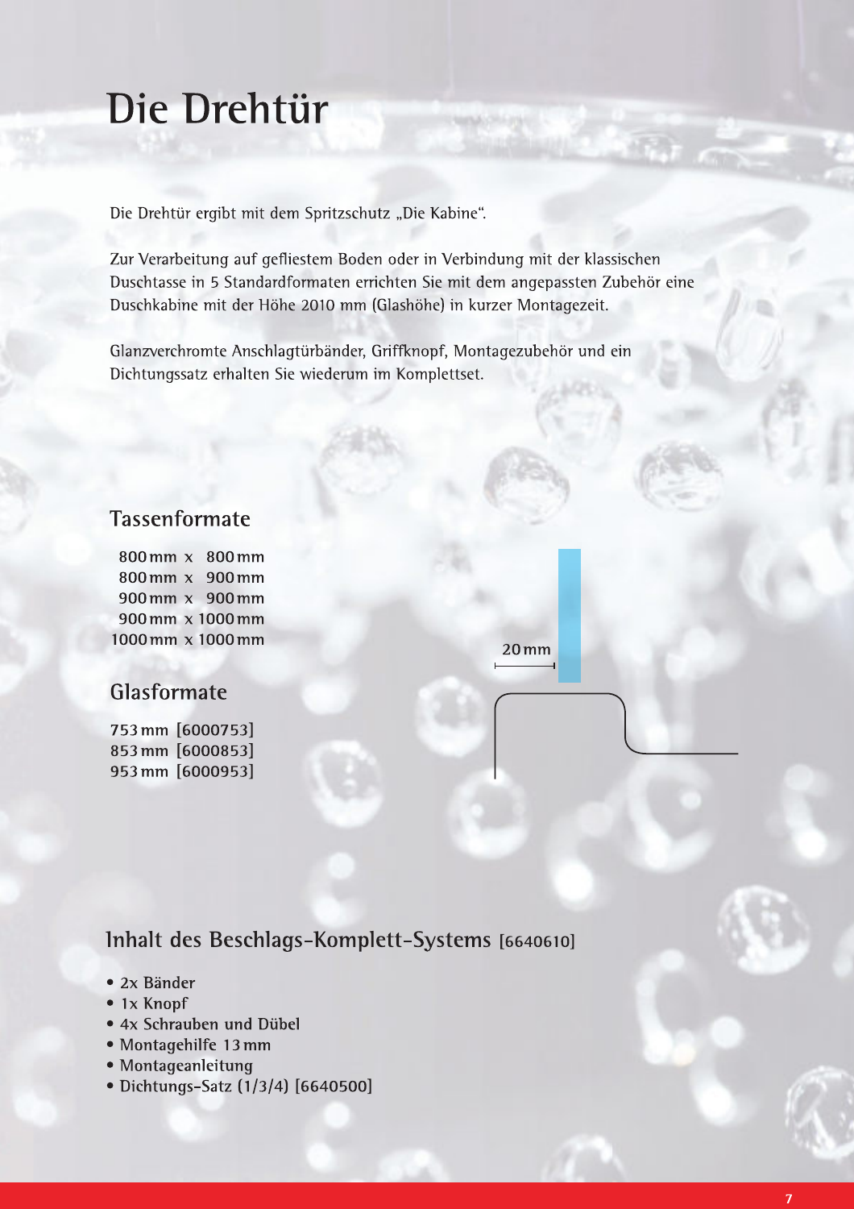# Die Drehtür

Die Drehtür ergibt mit dem Spritzschutz „Die Kabine".

Zur Verarbeitung auf gefliestem Boden oder in Verbindung mit der klassischen Duschtasse in 5 Standardformaten errichten Sie mit dem angepassten Zubehör eine Duschkabine mit der Höhe 2010 mm (Glashöhe) in kurzer Montagezeit.

Glanzverchromte Anschlagtürbänder, Griffknopf, Montagezubehör und ein Dichtungssatz erhalten Sie wiederum im Komplettset.

## Tassenformate

800 mm x 800 mm
800 mm x 900 mm
900 mm x 900 mm
900 mm x 1000 mm
1000 mm x 1000 mm

20 mm

## Glasformate

753 mm [6000753]
853 mm [6000853]
953 mm [6000953]

## Inhalt des Beschlags-Komplett-Systems [6640610]

- 2x Bänder
- 1x Knopf
- 4x Schrauben und Dübel
- Montagehilfe 13 mm
- Montageanleitung
- Dichtungs-Satz (1/3/4) [6640500]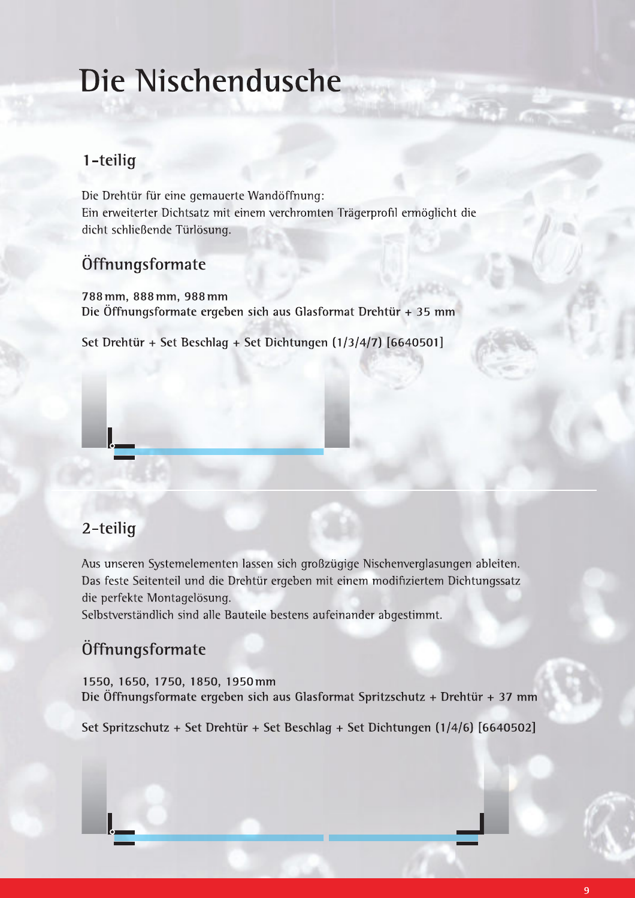# Die Nischendusche

## 1-teilig

Die Drehtür für eine gemauerte Wandöffnung:
Ein erweiterter Dichtsatz mit einem verchromten Trägerprofil ermöglicht die dicht schließende Türlösung.

## Öffnungsformate

**788 mm, 888 mm, 988 mm**
**Die Öffnungsformate ergeben sich aus Glasformat Drehtür + 35 mm**

**Set Drehtür + Set Beschlag + Set Dichtungen (1/3/4/7) [6640501]**

## 2-teilig

Aus unseren Systemelementen lassen sich großzügige Nischenverglasungen ableiten.
Das feste Seitenteil und die Drehtür ergeben mit einem modifiziertem Dichtungssatz die perfekte Montagelösung.
Selbstverständlich sind alle Bauteile bestens aufeinander abgestimmt.

## Öffnungsformate

**1550, 1650, 1750, 1850, 1950 mm**
**Die Öffnungsformate ergeben sich aus Glasformat Spritzschutz + Drehtür + 37 mm**

**Set Spritzschutz + Set Drehtür + Set Beschlag + Set Dichtungen (1/4/6) [6640502]**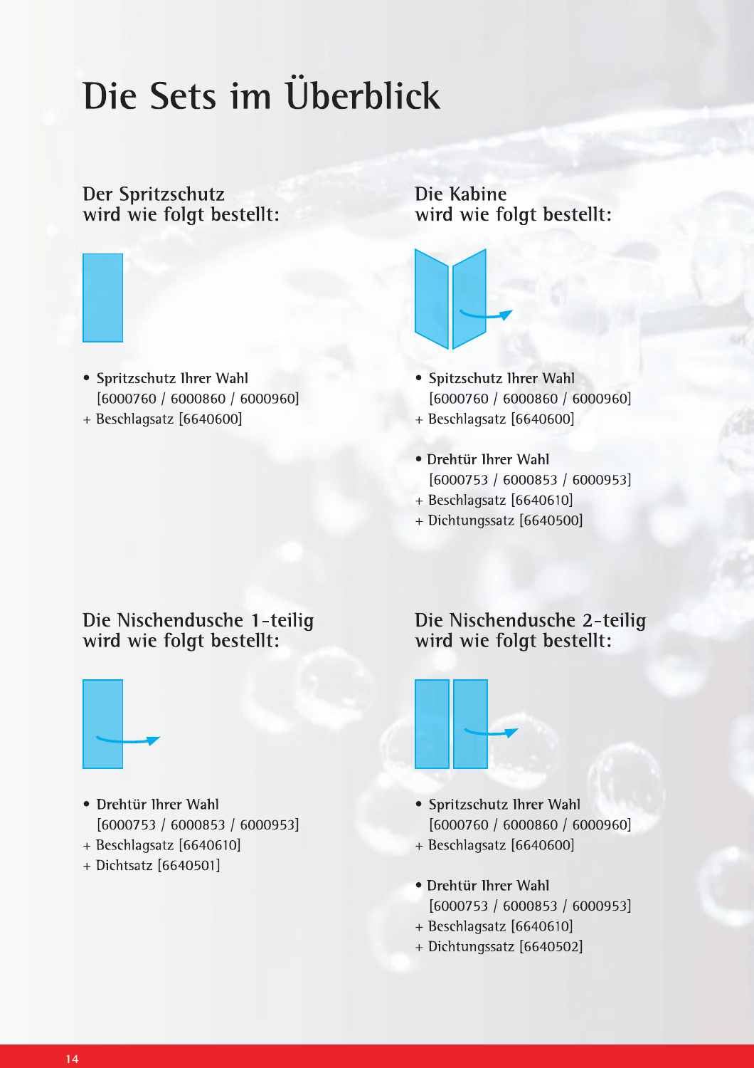# Die Sets im Überblick

## Der Spritzschutz wird wie folgt bestellt:

- Spritzschutz Ihrer Wahl [6000760 / 6000860 / 6000960]

+ Beschlagsatz [6640600]

## Die Kabine wird wie folgt bestellt:

- Spritzschutz Ihrer Wahl [6000760 / 6000860 / 6000960]

+ Beschlagsatz [6640600]

- Drehtür Ihrer Wahl [6000753 / 6000853 / 6000953]

+ Beschlagsatz [6640610]
+ Dichtungssatz [6640500]

## Die Nischendusche 1-teilig wird wie folgt bestellt:

- Drehtür Ihrer Wahl [6000753 / 6000853 / 6000953]

+ Beschlagsatz [6640610]
+ Dichtsatz [6640501]

## Die Nischendusche 2-teilig wird wie folgt bestellt:

- Spritzschutz Ihrer Wahl [6000760 / 6000860 / 6000960]

+ Beschlagsatz [6640600]

- Drehtür Ihrer Wahl [6000753 / 6000853 / 6000953]

+ Beschlagsatz [6640610]
+ Dichtungssatz [6640502]